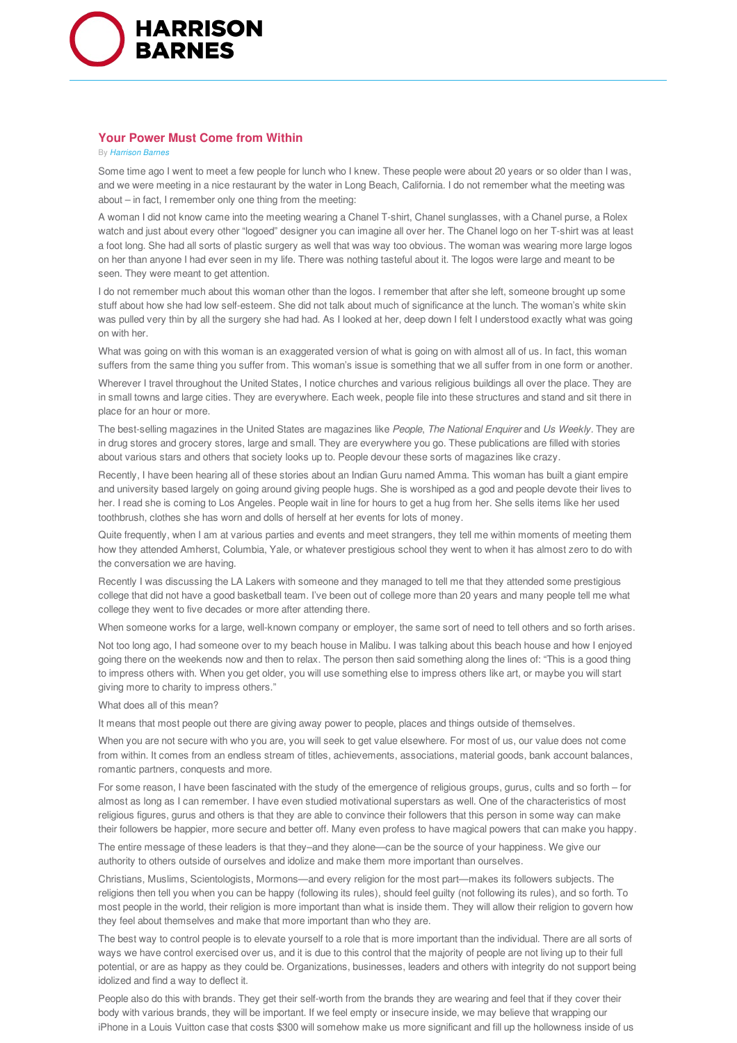# Your Power Must Come from Within

By *Harrison Barnes*

Some time ago I went to meet a few people for lunch who I knew. These people were about 20 years or so older than I was, and we were meeting in a nice restaurant by the water in Long Beach, California. I do not remember what the meeting was about – in fact, I remember only one thing from the meeting:

A woman I did not know came into the meeting wearing a Chanel T-shirt, Chanel sunglasses, with a Chanel purse, a Rolex watch and just about every other "logoed" designer you can imagine all over her. The Chanel logo on her T-shirt was at least a foot long. She had all sorts of plastic surgery as well that was way too obvious. The woman was wearing more large logos on her than anyone I had ever seen in my life. There was nothing tasteful about it. The logos were large and meant to be seen. They were meant to get attention.

I do not remember much about this woman other than the logos. I remember that after she left, someone brought up some stuff about how she had low self-esteem. She did not talk about much of significance at the lunch. The woman's white skin was pulled very thin by all the surgery she had had. As I looked at her, deep down I felt I understood exactly what was going on with her.

What was going on with this woman is an exaggerated version of what is going on with almost all of us. In fact, this woman suffers from the same thing you suffer from. This woman's issue is something that we all suffer from in one form or another.

Wherever I travel throughout the United States, I notice churches and various religious buildings all over the place. They are in small towns and large cities. They are everywhere. Each week, people file into these structures and stand and sit there in place for an hour or more.

The best-selling magazines in the United States are magazines like *People*, *The National Enquirer* and *Us Weekly*. They are in drug stores and grocery stores, large and small. They are everywhere you go. These publications are filled with stories about various stars and others that society looks up to. People devour these sorts of magazines like crazy.

Recently, I have been hearing all of these stories about an Indian Guru named Amma. This woman has built a giant empire and university based largely on going around giving people hugs. She is worshiped as a god and people devote their lives to her. I read she is coming to Los Angeles. People wait in line for hours to get a hug from her. She sells items like her used toothbrush, clothes she has worn and dolls of herself at her events for lots of money.

Quite frequently, when I am at various parties and events and meet strangers, they tell me within moments of meeting them how they attended Amherst, Columbia, Yale, or whatever prestigious school they went to when it has almost zero to do with the conversation we are having.

Recently I was discussing the LA Lakers with someone and they managed to tell me that they attended some prestigious college that did not have a good basketball team. I've been out of college more than 20 years and many people tell me what college they went to five decades or more after attending there.

When someone works for a large, well-known company or employer, the same sort of need to tell others and so forth arises.

Not too long ago, I had someone over to my beach house in Malibu. I was talking about this beach house and how I enjoyed going there on the weekends now and then to relax. The person then said something along the lines of: "This is a good thing to impress others with. When you get older, you will use something else to impress others like art, or maybe you will start giving more to charity to impress others."

What does all of this mean?

It means that most people out there are giving away power to people, places and things outside of themselves.

When you are not secure with who you are, you will seek to get value elsewhere. For most of us, our value does not come from within. It comes from an endless stream of titles, achievements, associations, material goods, bank account balances, romantic partners, conquests and more.

For some reason, I have been fascinated with the study of the emergence of religious groups, gurus, cults and so forth – for almost as long as I can remember. I have even studied motivational superstars as well. One of the characteristics of most religious figures, gurus and others is that they are able to convince their followers that this person in some way can make their followers be happier, more secure and better off. Many even profess to have magical powers that can make you happy.

The entire message of these leaders is that they–and they alone—can be the source of your happiness. We give our authority to others outside of ourselves and idolize and make them more important than ourselves.

Christians, Muslims, Scientologists, Mormons—and every religion for the most part—makes its followers subjects. The religions then tell you when you can be happy (following its rules), should feel guilty (not following its rules), and so forth. To most people in the world, their religion is more important than what is inside them. They will allow their religion to govern how they feel about themselves and make that more important than who they are.

The best way to control people is to elevate yourself to a role that is more important than the individual. There are all sorts of ways we have control exercised over us, and it is due to this control that the majority of people are not living up to their full potential, or are as happy as they could be. Organizations, businesses, leaders and others with integrity do not support being idolized and find a way to deflect it.

People also do this with brands. They get their self-worth from the brands they are wearing and feel that if they cover their body with various brands, they will be important. If we feel empty or insecure inside, we may believe that wrapping our iPhone in a Louis Vuitton case that costs $300 will somehow make us more significant and fill up the hollowness inside of us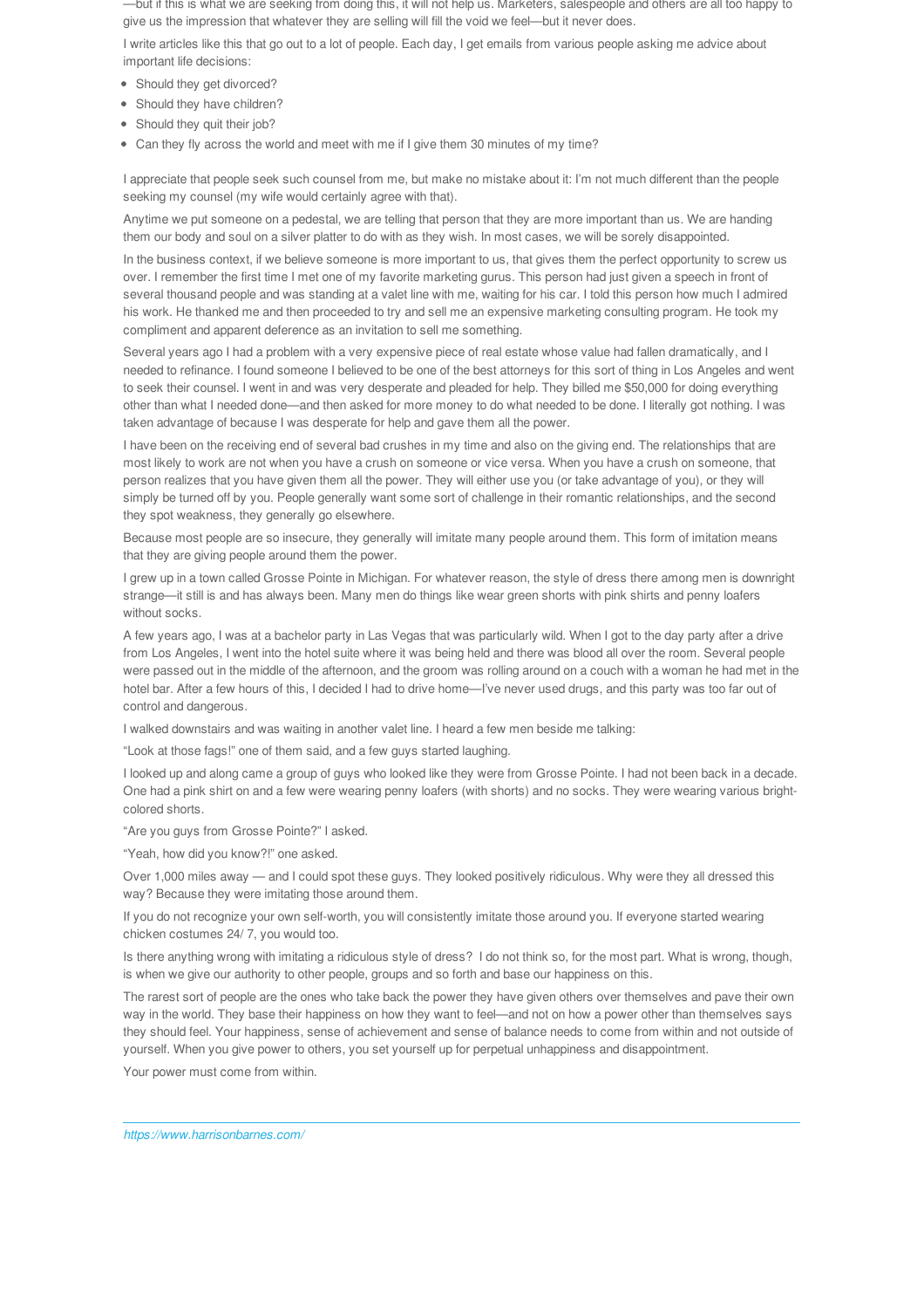—but if this is what we are seeking from doing this, it will not help us. Marketers, salespeople and others are all too happy to give us the impression that whatever they are selling will fill the void we feel—but it never does.

I write articles like this that go out to a lot of people. Each day, I get emails from various people asking me advice about important life decisions:

- Should they get divorced?
- Should they have children?
- Should they quit their job?
- Can they fly across the world and meet with me if I give them 30 minutes of my time?

I appreciate that people seek such counsel from me, but make no mistake about it: I'm not much different than the people seeking my counsel (my wife would certainly agree with that).

Anytime we put someone on a pedestal, we are telling that person that they are more important than us. We are handing them our body and soul on a silver platter to do with as they wish. In most cases, we will be sorely disappointed.

In the business context, if we believe someone is more important to us, that gives them the perfect opportunity to screw us over. I remember the first time I met one of my favorite marketing gurus. This person had just given a speech in front of several thousand people and was standing at a valet line with me, waiting for his car. I told this person how much I admired his work. He thanked me and then proceeded to try and sell me an expensive marketing consulting program. He took my compliment and apparent deference as an invitation to sell me something.

Several years ago I had a problem with a very expensive piece of real estate whose value had fallen dramatically, and I needed to refinance. I found someone I believed to be one of the best attorneys for this sort of thing in Los Angeles and went to seek their counsel. I went in and was very desperate and pleaded for help. They billed me $50,000 for doing everything other than what I needed done—and then asked for more money to do what needed to be done. I literally got nothing. I was taken advantage of because I was desperate for help and gave them all the power.

I have been on the receiving end of several bad crushes in my time and also on the giving end. The relationships that are most likely to work are not when you have a crush on someone or vice versa. When you have a crush on someone, that person realizes that you have given them all the power. They will either use you (or take advantage of you), or they will simply be turned off by you. People generally want some sort of challenge in their romantic relationships, and the second they spot weakness, they generally go elsewhere.

Because most people are so insecure, they generally will imitate many people around them. This form of imitation means that they are giving people around them the power.

I grew up in a town called Grosse Pointe in Michigan. For whatever reason, the style of dress there among men is downright strange—it still is and has always been. Many men do things like wear green shorts with pink shirts and penny loafers without socks.

A few years ago, I was at a bachelor party in Las Vegas that was particularly wild. When I got to the day party after a drive from Los Angeles, I went into the hotel suite where it was being held and there was blood all over the room. Several people were passed out in the middle of the afternoon, and the groom was rolling around on a couch with a woman he had met in the hotel bar. After a few hours of this, I decided I had to drive home—I've never used drugs, and this party was too far out of control and dangerous.

I walked downstairs and was waiting in another valet line. I heard a few men beside me talking:

"Look at those fags!" one of them said, and a few guys started laughing.

I looked up and along came a group of guys who looked like they were from Grosse Pointe. I had not been back in a decade. One had a pink shirt on and a few were wearing penny loafers (with shorts) and no socks. They were wearing various bright-colored shorts.

"Are you guys from Grosse Pointe?" I asked.

"Yeah, how did you know?!" one asked.

Over 1,000 miles away — and I could spot these guys. They looked positively ridiculous. Why were they all dressed this way? Because they were imitating those around them.

If you do not recognize your own self-worth, you will consistently imitate those around you. If everyone started wearing chicken costumes 24/ 7, you would too.

Is there anything wrong with imitating a ridiculous style of dress? I do not think so, for the most part. What is wrong, though, is when we give our authority to other people, groups and so forth and base our happiness on this.

The rarest sort of people are the ones who take back the power they have given others over themselves and pave their own way in the world. They base their happiness on how they want to feel—and not on how a power other than themselves says they should feel. Your happiness, sense of achievement and sense of balance needs to come from within and not outside of yourself. When you give power to others, you set yourself up for perpetual unhappiness and disappointment.

Your power must come from within.

*https://www.harrisonbarnes.com/*